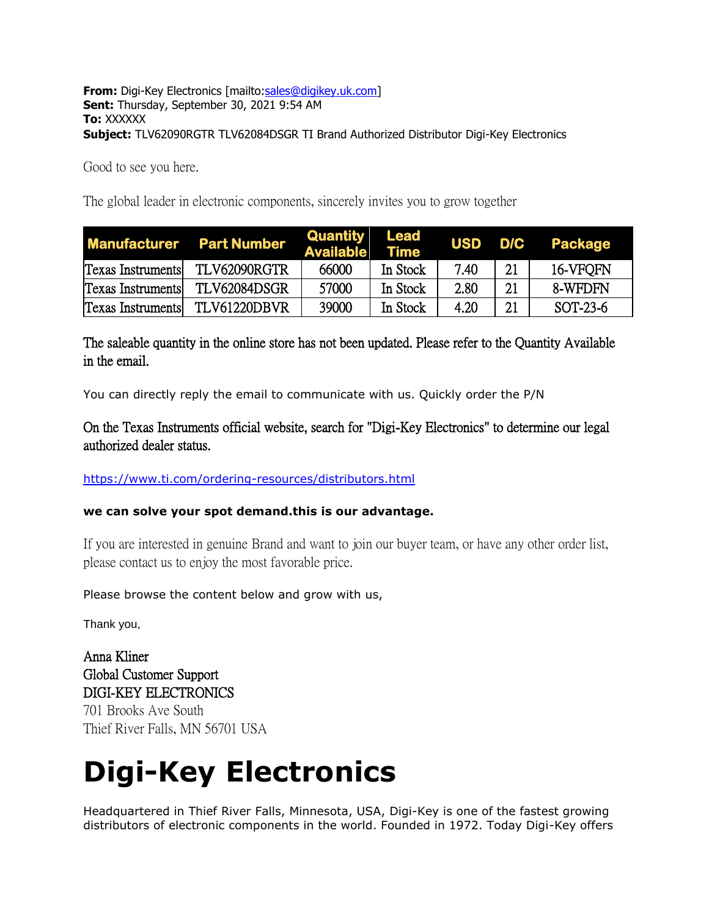**From:** Digi-Key Electronics [mailto:sales@digikey.uk.com]
**Sent:** Thursday, September 30, 2021 9:54 AM
**To:** XXXXXX
**Subject:** TLV62090RGTR TLV62084DSGR TI Brand Authorized Distributor Digi-Key Electronics

Good to see you here.

The global leader in electronic components, sincerely invites you to grow together

| Manufacturer | Part Number | Quantity Available | Lead Time | USD | D/C | Package |
|---|---|---|---|---|---|---|
| Texas Instruments | TLV62090RGTR | 66000 | In Stock | 7.40 | 21 | 16-VFQFN |
| Texas Instruments | TLV62084DSGR | 57000 | In Stock | 2.80 | 21 | 8-WFDFN |
| Texas Instruments | TLV61220DBVR | 39000 | In Stock | 4.20 | 21 | SOT-23-6 |

The saleable quantity in the online store has not been updated. Please refer to the Quantity Available in the email.

You can directly reply the email to communicate with us. Quickly order the P/N

On the Texas Instruments official website, search for "Digi-Key Electronics" to determine our legal authorized dealer status.

https://www.ti.com/ordering-resources/distributors.html

**we can solve your spot demand.this is our advantage.**

If you are interested in genuine Brand and want to join our buyer team, or have any other order list, please contact us to enjoy the most favorable price.

Please browse the content below and grow with us,

Thank you,

Anna Kliner
Global Customer Support
DIGI-KEY ELECTRONICS
701 Brooks Ave South
Thief River Falls, MN 56701 USA

# Digi-Key Electronics

Headquartered in Thief River Falls, Minnesota, USA, Digi-Key is one of the fastest growing distributors of electronic components in the world. Founded in 1972. Today Digi-Key offers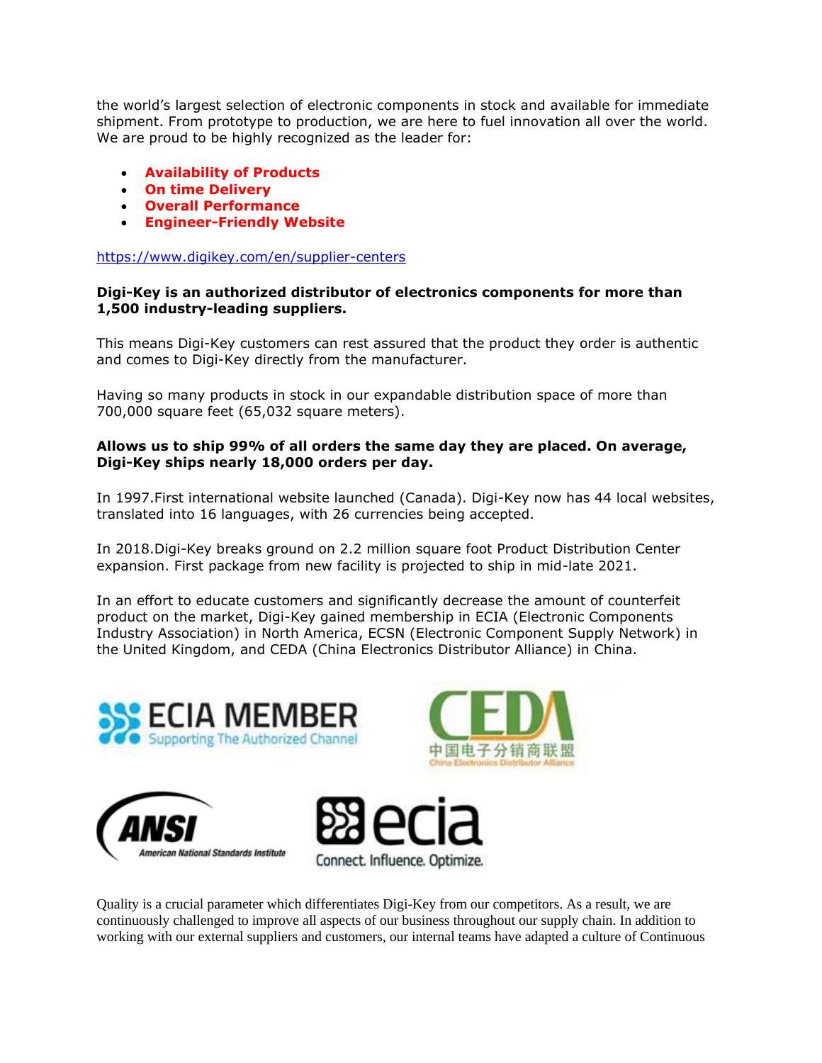the world's largest selection of electronic components in stock and available for immediate shipment. From prototype to production, we are here to fuel innovation all over the world. We are proud to be highly recognized as the leader for:

- **Availability of Products**
- **On time Delivery**
- **Overall Performance**
- **Engineer-Friendly Website**

https://www.digikey.com/en/supplier-centers

**Digi-Key is an authorized distributor of electronics components for more than 1,500 industry-leading suppliers.**

This means Digi-Key customers can rest assured that the product they order is authentic and comes to Digi-Key directly from the manufacturer.

Having so many products in stock in our expandable distribution space of more than 700,000 square feet (65,032 square meters).

**Allows us to ship 99% of all orders the same day they are placed. On average, Digi-Key ships nearly 18,000 orders per day.**

In 1997.First international website launched (Canada). Digi-Key now has 44 local websites, translated into 16 languages, with 26 currencies being accepted.

In 2018.Digi-Key breaks ground on 2.2 million square foot Product Distribution Center expansion. First package from new facility is projected to ship in mid-late 2021.

In an effort to educate customers and significantly decrease the amount of counterfeit product on the market, Digi-Key gained membership in ECIA (Electronic Components Industry Association) in North America, ECSN (Electronic Component Supply Network) in the United Kingdom, and CEDA (China Electronics Distributor Alliance) in China.

ECIA MEMBER Supporting The Authorized Channel

CEDA 中国电子分销商联盟 China Electronics Distributor Alliance

ANSI American National Standards Institute

ecia Connect. Influence. Optimize.

Quality is a crucial parameter which differentiates Digi-Key from our competitors. As a result, we are continuously challenged to improve all aspects of our business throughout our supply chain. In addition to working with our external suppliers and customers, our internal teams have adapted a culture of Continuous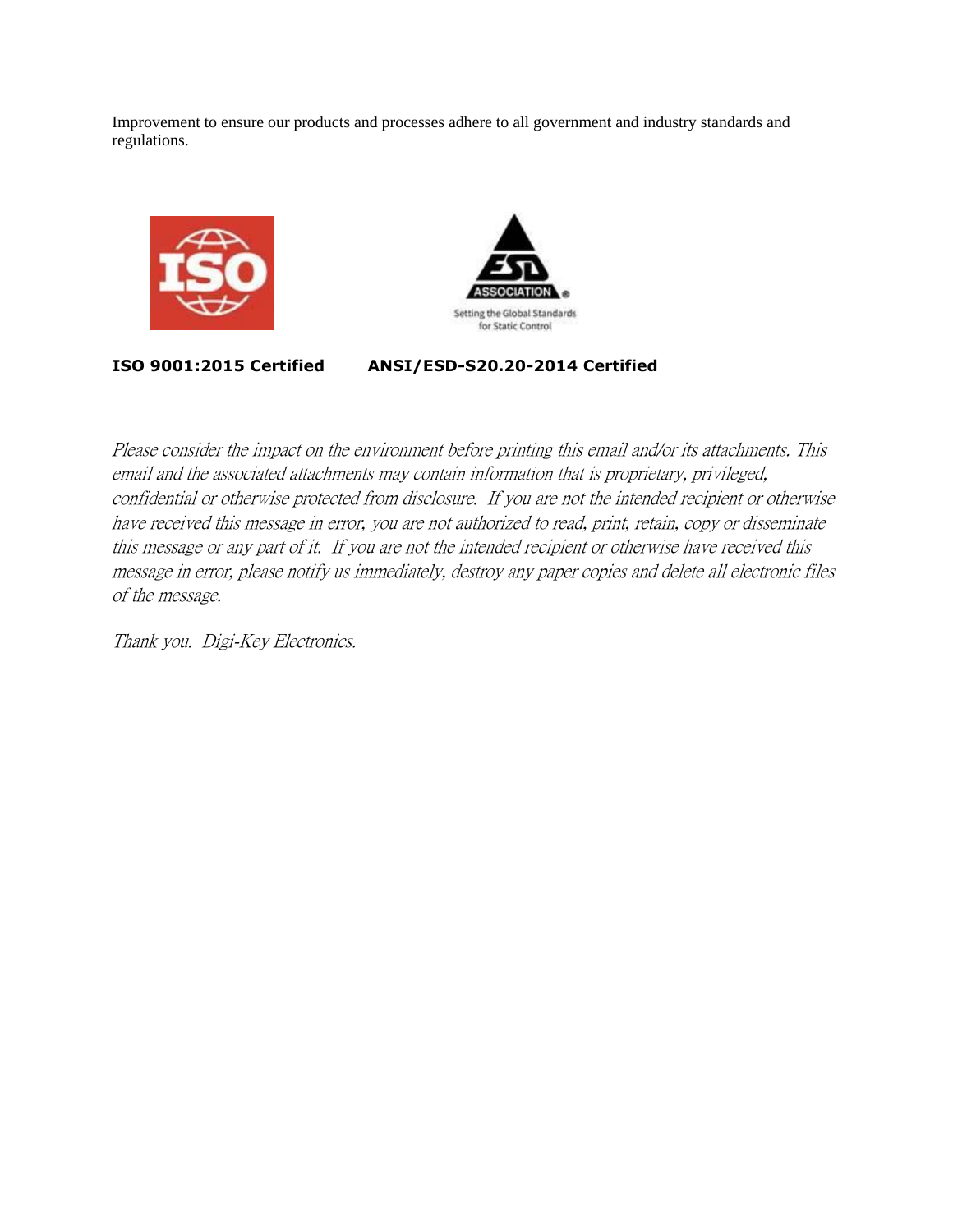Improvement to ensure our products and processes adhere to all government and industry standards and regulations.

**ISO 9001:2015 Certified** **ANSI/ESD-S20.20-2014 Certified**

*Please consider the impact on the environment before printing this email and/or its attachments. This email and the associated attachments may contain information that is proprietary, privileged, confidential or otherwise protected from disclosure. If you are not the intended recipient or otherwise have received this message in error, you are not authorized to read, print, retain, copy or disseminate this message or any part of it. If you are not the intended recipient or otherwise have received this message in error, please notify us immediately, destroy any paper copies and delete all electronic files of the message.*

*Thank you. Digi-Key Electronics.*